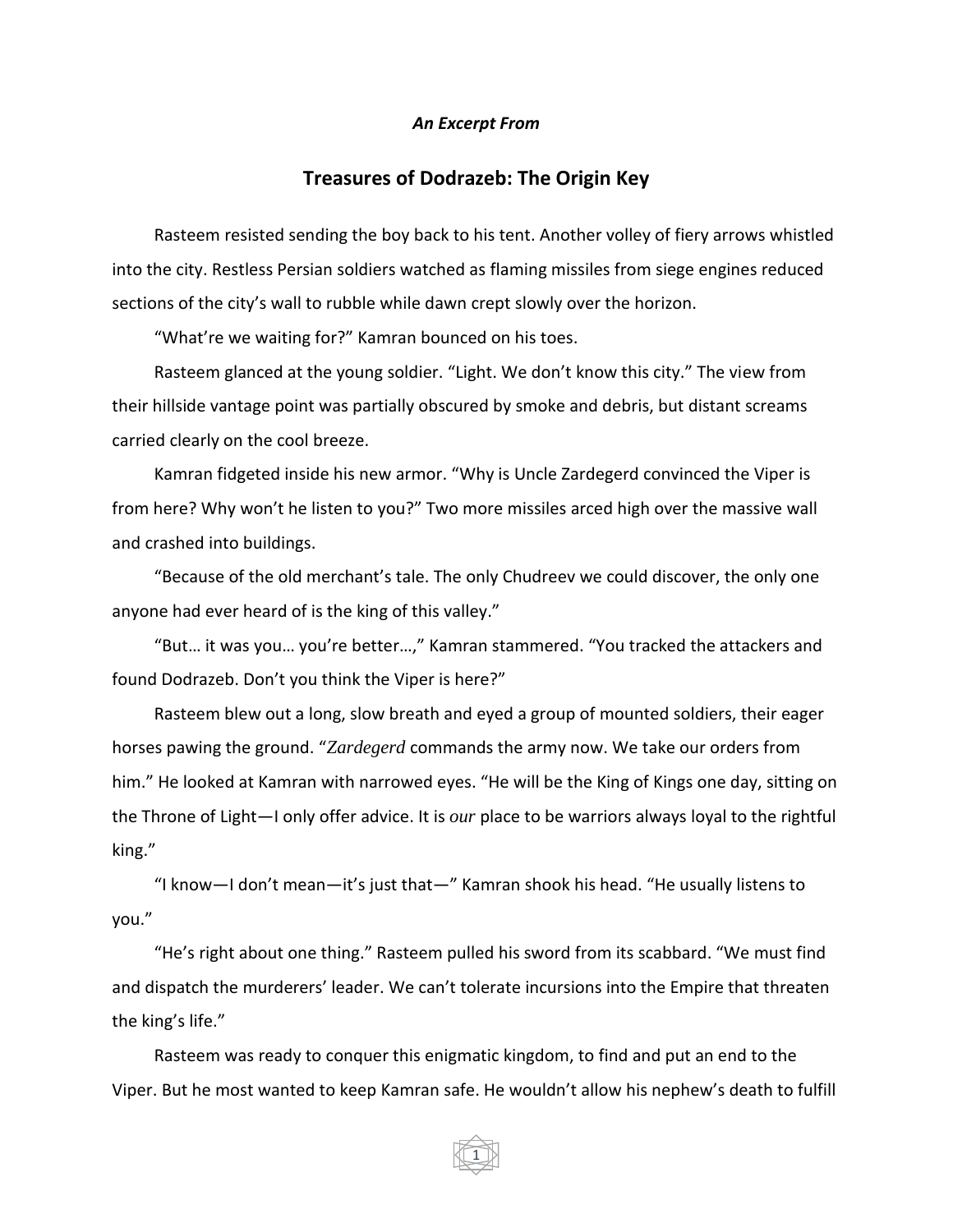*An Excerpt From*

# Treasures of Dodrazeb: The Origin Key

Rasteem resisted sending the boy back to his tent. Another volley of fiery arrows whistled into the city. Restless Persian soldiers watched as flaming missiles from siege engines reduced sections of the city's wall to rubble while dawn crept slowly over the horizon.

"What're we waiting for?" Kamran bounced on his toes.

Rasteem glanced at the young soldier. "Light. We don't know this city." The view from their hillside vantage point was partially obscured by smoke and debris, but distant screams carried clearly on the cool breeze.

Kamran fidgeted inside his new armor. "Why is Uncle Zardegerd convinced the Viper is from here? Why won't he listen to you?" Two more missiles arced high over the massive wall and crashed into buildings.

"Because of the old merchant's tale. The only Chudreev we could discover, the only one anyone had ever heard of is the king of this valley."

"But… it was you… you're better…," Kamran stammered. "You tracked the attackers and found Dodrazeb. Don't you think the Viper is here?"

Rasteem blew out a long, slow breath and eyed a group of mounted soldiers, their eager horses pawing the ground. "*Zardegerd* commands the army now. We take our orders from him." He looked at Kamran with narrowed eyes. "He will be the King of Kings one day, sitting on the Throne of Light—I only offer advice. It is *our* place to be warriors always loyal to the rightful king."

"I know—I don't mean—it's just that—" Kamran shook his head. "He usually listens to you."

"He's right about one thing." Rasteem pulled his sword from its scabbard. "We must find and dispatch the murderers' leader. We can't tolerate incursions into the Empire that threaten the king's life."

Rasteem was ready to conquer this enigmatic kingdom, to find and put an end to the Viper. But he most wanted to keep Kamran safe. He wouldn't allow his nephew's death to fulfill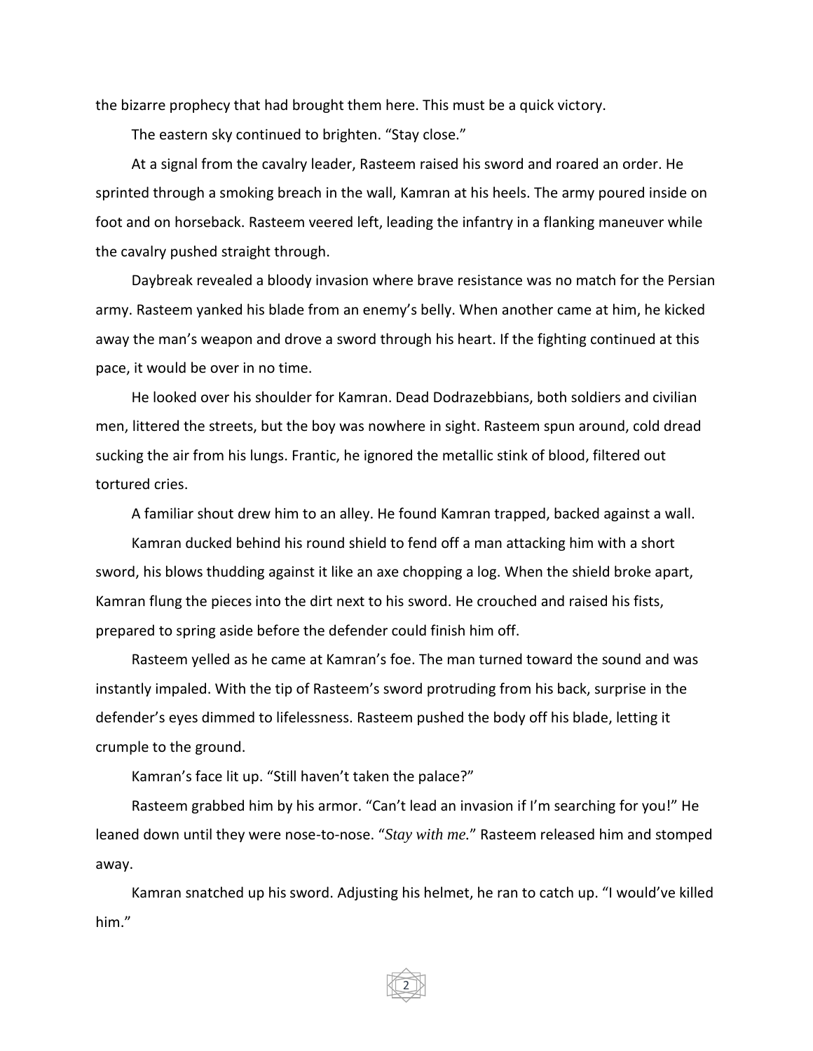the bizarre prophecy that had brought them here. This must be a quick victory.

The eastern sky continued to brighten. “Stay close.”

At a signal from the cavalry leader, Rasteem raised his sword and roared an order. He sprinted through a smoking breach in the wall, Kamran at his heels. The army poured inside on foot and on horseback. Rasteem veered left, leading the infantry in a flanking maneuver while the cavalry pushed straight through.

Daybreak revealed a bloody invasion where brave resistance was no match for the Persian army. Rasteem yanked his blade from an enemy’s belly. When another came at him, he kicked away the man’s weapon and drove a sword through his heart. If the fighting continued at this pace, it would be over in no time.

He looked over his shoulder for Kamran. Dead Dodrazebbians, both soldiers and civilian men, littered the streets, but the boy was nowhere in sight. Rasteem spun around, cold dread sucking the air from his lungs. Frantic, he ignored the metallic stink of blood, filtered out tortured cries.

A familiar shout drew him to an alley. He found Kamran trapped, backed against a wall.

Kamran ducked behind his round shield to fend off a man attacking him with a short sword, his blows thudding against it like an axe chopping a log. When the shield broke apart, Kamran flung the pieces into the dirt next to his sword. He crouched and raised his fists, prepared to spring aside before the defender could finish him off.

Rasteem yelled as he came at Kamran’s foe. The man turned toward the sound and was instantly impaled. With the tip of Rasteem’s sword protruding from his back, surprise in the defender’s eyes dimmed to lifelessness. Rasteem pushed the body off his blade, letting it crumple to the ground.

Kamran’s face lit up. “Still haven’t taken the palace?”

Rasteem grabbed him by his armor. “Can’t lead an invasion if I’m searching for you!” He leaned down until they were nose-to-nose. “*Stay with me.*” Rasteem released him and stomped away.

Kamran snatched up his sword. Adjusting his helmet, he ran to catch up. “I would’ve killed him.”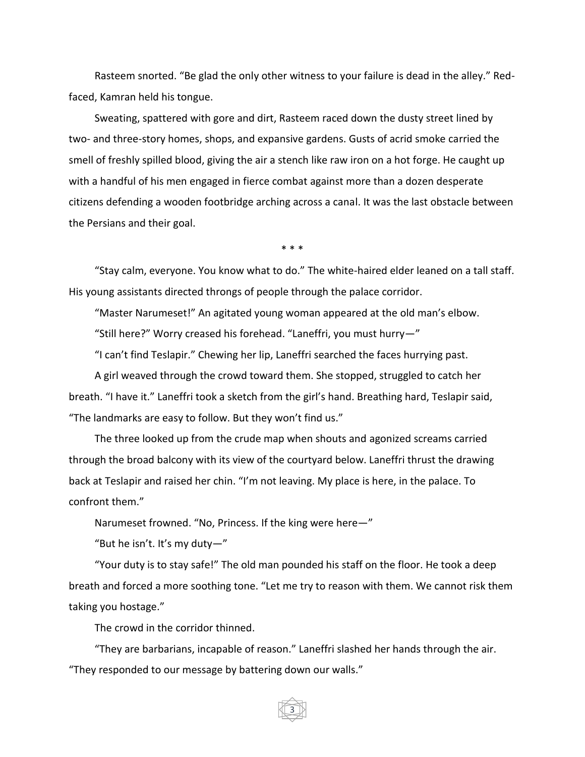Rasteem snorted. “Be glad the only other witness to your failure is dead in the alley.” Red-faced, Kamran held his tongue.

Sweating, spattered with gore and dirt, Rasteem raced down the dusty street lined by two- and three-story homes, shops, and expansive gardens. Gusts of acrid smoke carried the smell of freshly spilled blood, giving the air a stench like raw iron on a hot forge. He caught up with a handful of his men engaged in fierce combat against more than a dozen desperate citizens defending a wooden footbridge arching across a canal. It was the last obstacle between the Persians and their goal.

\* \* \*

“Stay calm, everyone. You know what to do.” The white-haired elder leaned on a tall staff. His young assistants directed throngs of people through the palace corridor.

“Master Narumeset!” An agitated young woman appeared at the old man’s elbow.

“Still here?” Worry creased his forehead. “Laneffri, you must hurry—”

“I can’t find Teslapir.” Chewing her lip, Laneffri searched the faces hurrying past.

A girl weaved through the crowd toward them. She stopped, struggled to catch her breath. “I have it.” Laneffri took a sketch from the girl’s hand. Breathing hard, Teslapir said, “The landmarks are easy to follow. But they won’t find us.”

The three looked up from the crude map when shouts and agonized screams carried through the broad balcony with its view of the courtyard below. Laneffri thrust the drawing back at Teslapir and raised her chin. “I’m not leaving. My place is here, in the palace. To confront them.”

Narumeset frowned. “No, Princess. If the king were here—”

“But he isn’t. It’s my duty—”

“Your duty is to stay safe!” The old man pounded his staff on the floor. He took a deep breath and forced a more soothing tone. “Let me try to reason with them. We cannot risk them taking you hostage.”

The crowd in the corridor thinned.

“They are barbarians, incapable of reason.” Laneffri slashed her hands through the air. “They responded to our message by battering down our walls.”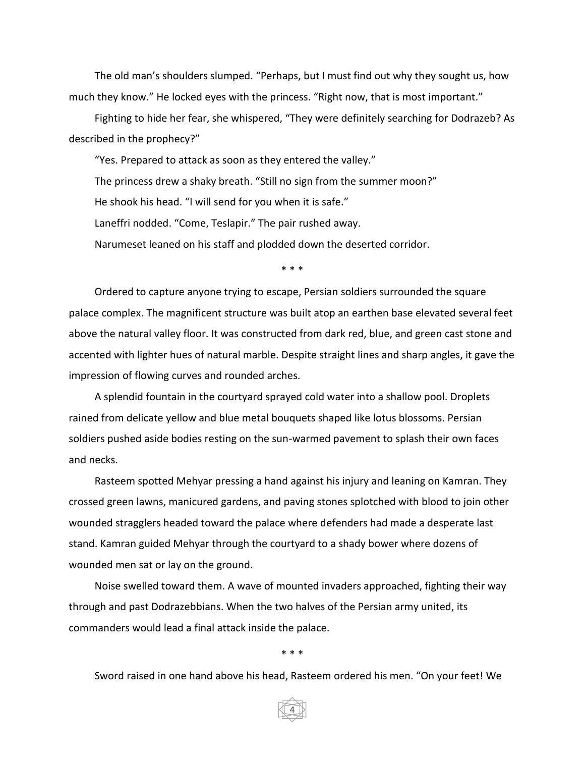The old man's shoulders slumped. "Perhaps, but I must find out why they sought us, how much they know." He locked eyes with the princess. "Right now, that is most important."

Fighting to hide her fear, she whispered, "They were definitely searching for Dodrazeb? As described in the prophecy?"

"Yes. Prepared to attack as soon as they entered the valley."

The princess drew a shaky breath. "Still no sign from the summer moon?"

He shook his head. "I will send for you when it is safe."

Laneffri nodded. "Come, Teslapir." The pair rushed away.

Narumeset leaned on his staff and plodded down the deserted corridor.

\* \* \*

Ordered to capture anyone trying to escape, Persian soldiers surrounded the square palace complex. The magnificent structure was built atop an earthen base elevated several feet above the natural valley floor. It was constructed from dark red, blue, and green cast stone and accented with lighter hues of natural marble. Despite straight lines and sharp angles, it gave the impression of flowing curves and rounded arches.

A splendid fountain in the courtyard sprayed cold water into a shallow pool. Droplets rained from delicate yellow and blue metal bouquets shaped like lotus blossoms. Persian soldiers pushed aside bodies resting on the sun-warmed pavement to splash their own faces and necks.

Rasteem spotted Mehyar pressing a hand against his injury and leaning on Kamran. They crossed green lawns, manicured gardens, and paving stones splotched with blood to join other wounded stragglers headed toward the palace where defenders had made a desperate last stand. Kamran guided Mehyar through the courtyard to a shady bower where dozens of wounded men sat or lay on the ground.

Noise swelled toward them. A wave of mounted invaders approached, fighting their way through and past Dodrazebbians. When the two halves of the Persian army united, its commanders would lead a final attack inside the palace.

\* \* \*

Sword raised in one hand above his head, Rasteem ordered his men. "On your feet! We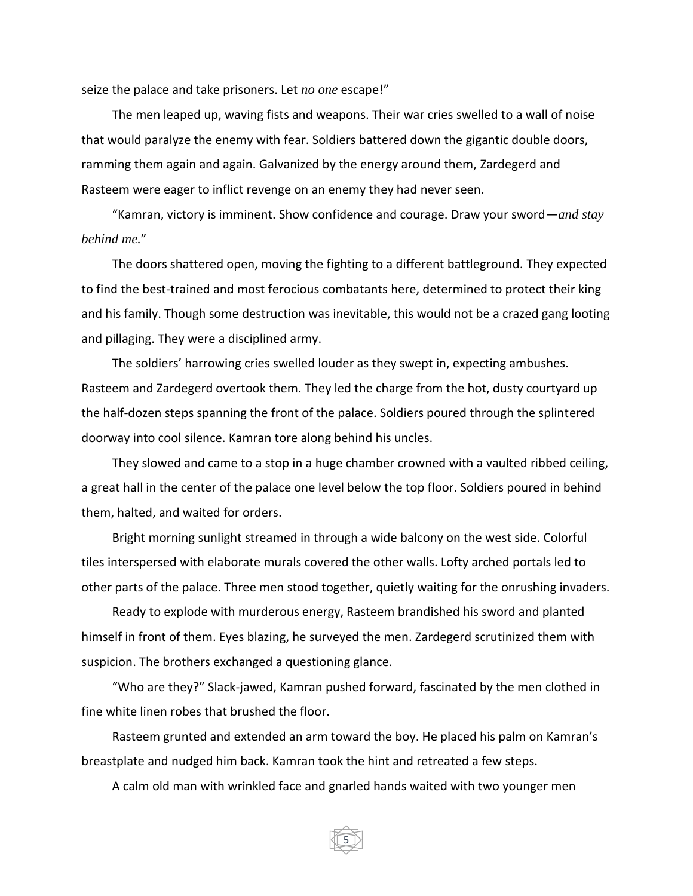seize the palace and take prisoners. Let *no one* escape!"

The men leaped up, waving fists and weapons. Their war cries swelled to a wall of noise that would paralyze the enemy with fear. Soldiers battered down the gigantic double doors, ramming them again and again. Galvanized by the energy around them, Zardegerd and Rasteem were eager to inflict revenge on an enemy they had never seen.

"Kamran, victory is imminent. Show confidence and courage. Draw your sword—*and stay behind me.*"

The doors shattered open, moving the fighting to a different battleground. They expected to find the best-trained and most ferocious combatants here, determined to protect their king and his family. Though some destruction was inevitable, this would not be a crazed gang looting and pillaging. They were a disciplined army.

The soldiers' harrowing cries swelled louder as they swept in, expecting ambushes. Rasteem and Zardegerd overtook them. They led the charge from the hot, dusty courtyard up the half-dozen steps spanning the front of the palace. Soldiers poured through the splintered doorway into cool silence. Kamran tore along behind his uncles.

They slowed and came to a stop in a huge chamber crowned with a vaulted ribbed ceiling, a great hall in the center of the palace one level below the top floor. Soldiers poured in behind them, halted, and waited for orders.

Bright morning sunlight streamed in through a wide balcony on the west side. Colorful tiles interspersed with elaborate murals covered the other walls. Lofty arched portals led to other parts of the palace. Three men stood together, quietly waiting for the onrushing invaders.

Ready to explode with murderous energy, Rasteem brandished his sword and planted himself in front of them. Eyes blazing, he surveyed the men. Zardegerd scrutinized them with suspicion. The brothers exchanged a questioning glance.

"Who are they?" Slack-jawed, Kamran pushed forward, fascinated by the men clothed in fine white linen robes that brushed the floor.

Rasteem grunted and extended an arm toward the boy. He placed his palm on Kamran's breastplate and nudged him back. Kamran took the hint and retreated a few steps.

A calm old man with wrinkled face and gnarled hands waited with two younger men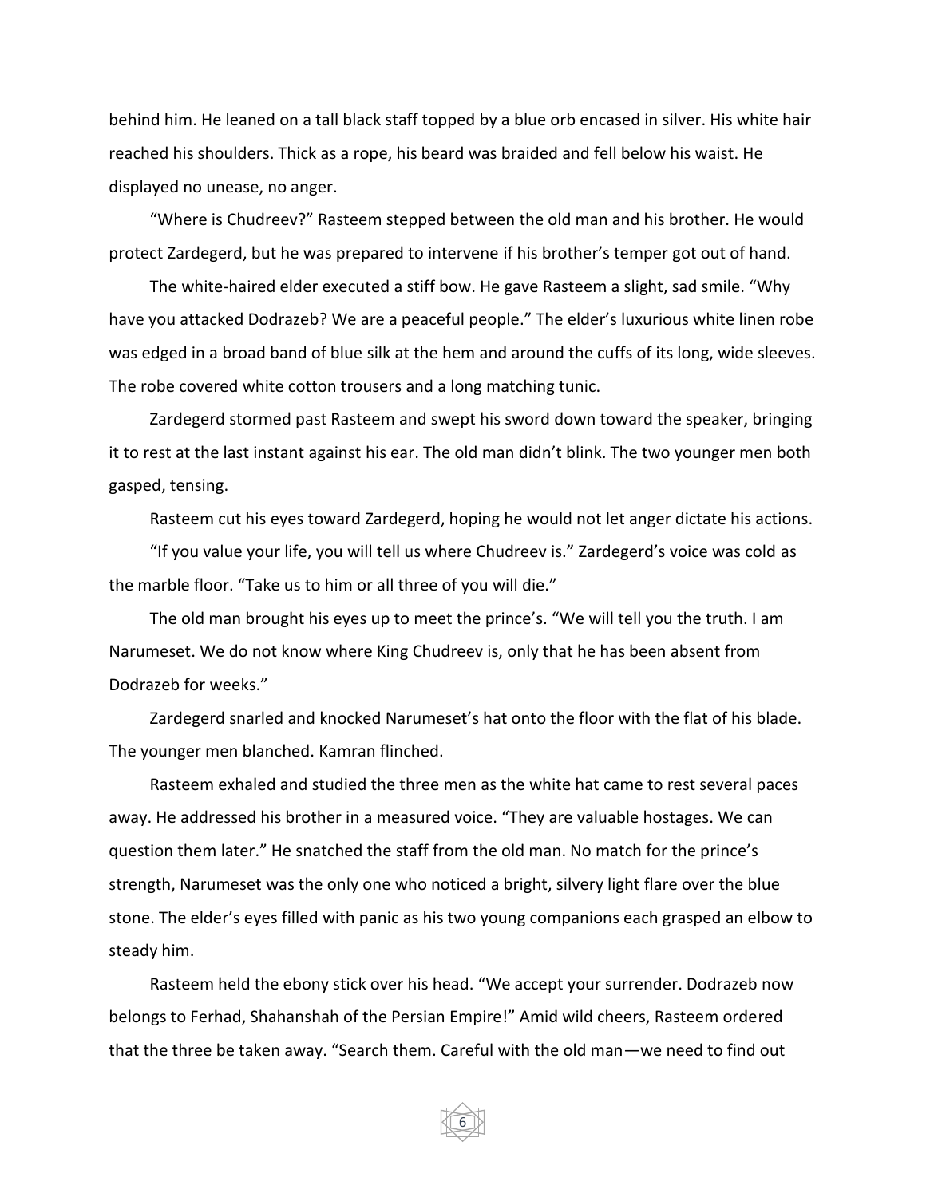behind him. He leaned on a tall black staff topped by a blue orb encased in silver. His white hair reached his shoulders. Thick as a rope, his beard was braided and fell below his waist. He displayed no unease, no anger.

"Where is Chudreev?" Rasteem stepped between the old man and his brother. He would protect Zardegerd, but he was prepared to intervene if his brother's temper got out of hand.

The white-haired elder executed a stiff bow. He gave Rasteem a slight, sad smile. "Why have you attacked Dodrazeb? We are a peaceful people." The elder's luxurious white linen robe was edged in a broad band of blue silk at the hem and around the cuffs of its long, wide sleeves. The robe covered white cotton trousers and a long matching tunic.

Zardegerd stormed past Rasteem and swept his sword down toward the speaker, bringing it to rest at the last instant against his ear. The old man didn't blink. The two younger men both gasped, tensing.

Rasteem cut his eyes toward Zardegerd, hoping he would not let anger dictate his actions.

"If you value your life, you will tell us where Chudreev is." Zardegerd's voice was cold as the marble floor. "Take us to him or all three of you will die."

The old man brought his eyes up to meet the prince's. "We will tell you the truth. I am Narumeset. We do not know where King Chudreev is, only that he has been absent from Dodrazeb for weeks."

Zardegerd snarled and knocked Narumeset's hat onto the floor with the flat of his blade. The younger men blanched. Kamran flinched.

Rasteem exhaled and studied the three men as the white hat came to rest several paces away. He addressed his brother in a measured voice. "They are valuable hostages. We can question them later." He snatched the staff from the old man. No match for the prince's strength, Narumeset was the only one who noticed a bright, silvery light flare over the blue stone. The elder's eyes filled with panic as his two young companions each grasped an elbow to steady him.

Rasteem held the ebony stick over his head. "We accept your surrender. Dodrazeb now belongs to Ferhad, Shahanshah of the Persian Empire!" Amid wild cheers, Rasteem ordered that the three be taken away. "Search them. Careful with the old man—we need to find out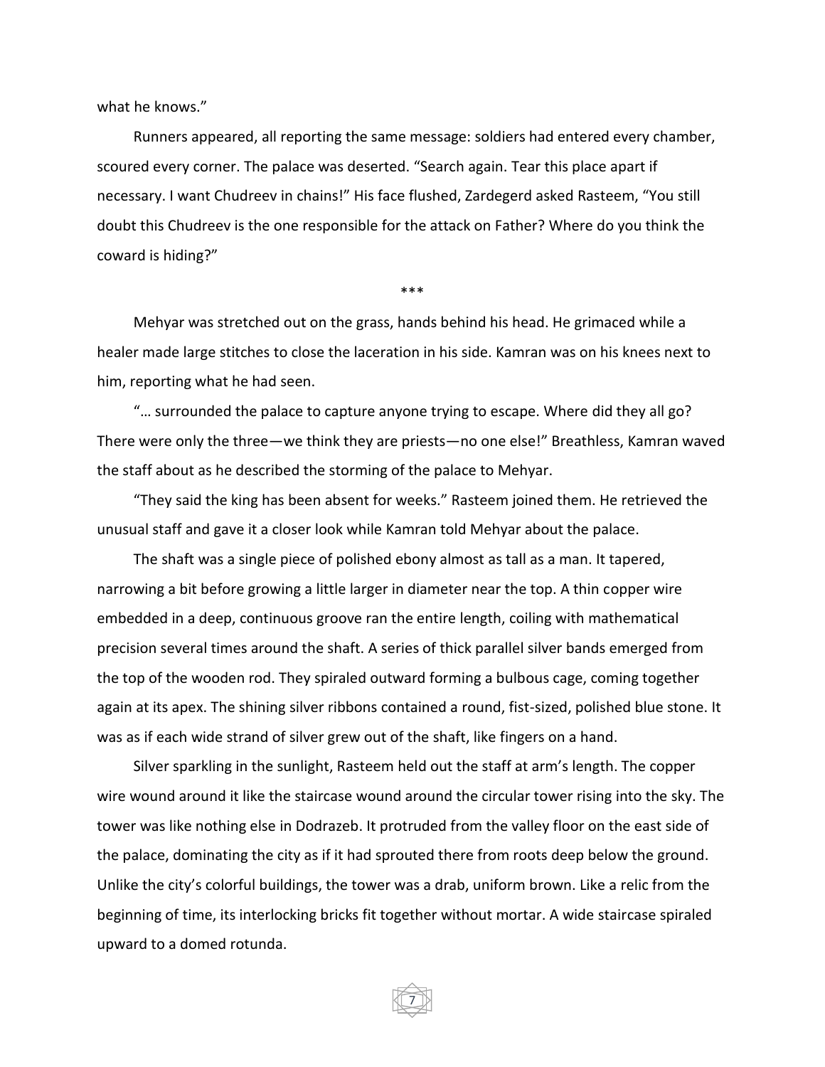what he knows."

Runners appeared, all reporting the same message: soldiers had entered every chamber, scoured every corner. The palace was deserted. "Search again. Tear this place apart if necessary. I want Chudreev in chains!" His face flushed, Zardegerd asked Rasteem, "You still doubt this Chudreev is the one responsible for the attack on Father? Where do you think the coward is hiding?"

\*\*\*

Mehyar was stretched out on the grass, hands behind his head. He grimaced while a healer made large stitches to close the laceration in his side. Kamran was on his knees next to him, reporting what he had seen.

"… surrounded the palace to capture anyone trying to escape. Where did they all go? There were only the three—we think they are priests—no one else!" Breathless, Kamran waved the staff about as he described the storming of the palace to Mehyar.

"They said the king has been absent for weeks." Rasteem joined them. He retrieved the unusual staff and gave it a closer look while Kamran told Mehyar about the palace.

The shaft was a single piece of polished ebony almost as tall as a man. It tapered, narrowing a bit before growing a little larger in diameter near the top. A thin copper wire embedded in a deep, continuous groove ran the entire length, coiling with mathematical precision several times around the shaft. A series of thick parallel silver bands emerged from the top of the wooden rod. They spiraled outward forming a bulbous cage, coming together again at its apex. The shining silver ribbons contained a round, fist-sized, polished blue stone. It was as if each wide strand of silver grew out of the shaft, like fingers on a hand.

Silver sparkling in the sunlight, Rasteem held out the staff at arm's length. The copper wire wound around it like the staircase wound around the circular tower rising into the sky. The tower was like nothing else in Dodrazeb. It protruded from the valley floor on the east side of the palace, dominating the city as if it had sprouted there from roots deep below the ground. Unlike the city's colorful buildings, the tower was a drab, uniform brown. Like a relic from the beginning of time, its interlocking bricks fit together without mortar. A wide staircase spiraled upward to a domed rotunda.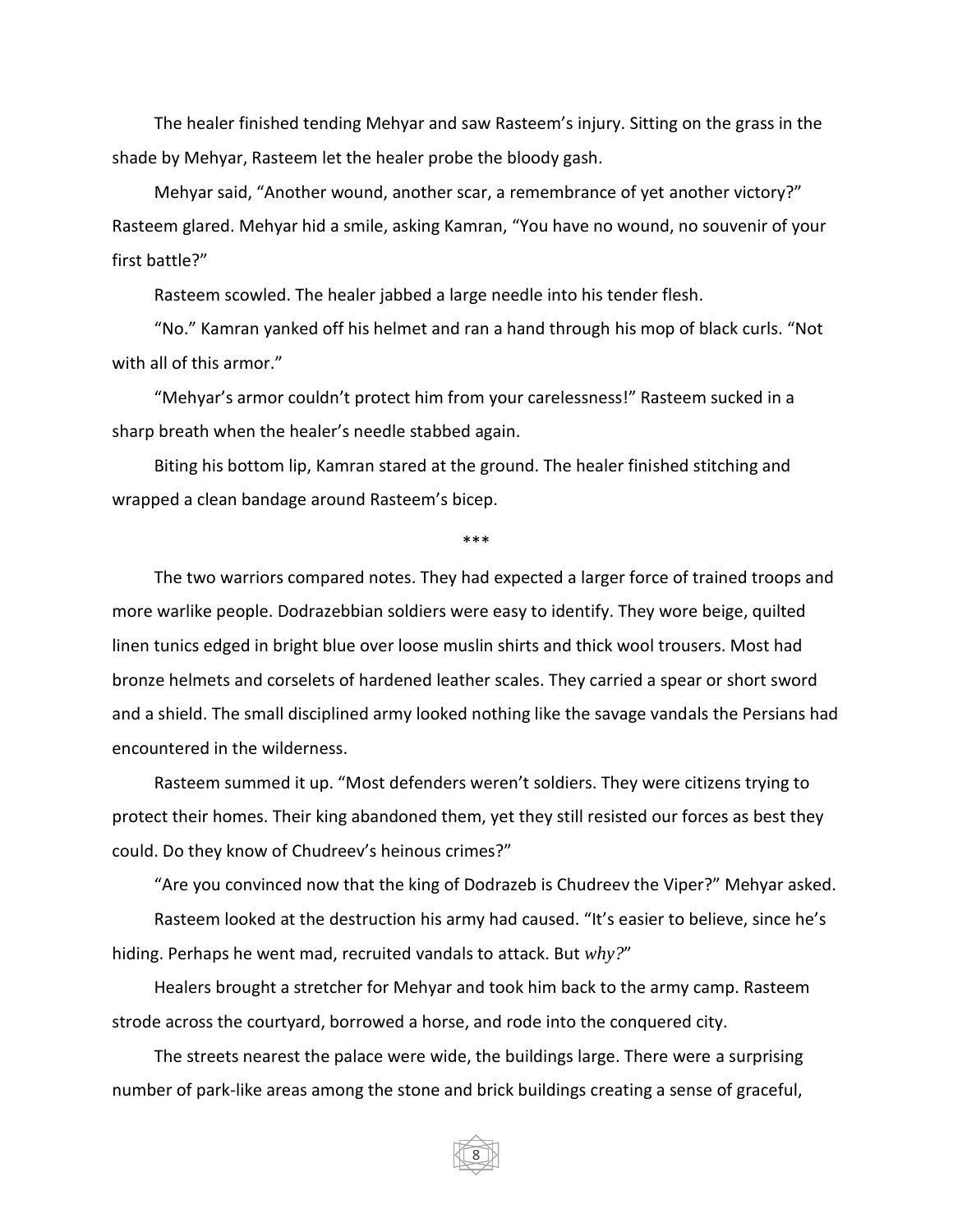The healer finished tending Mehyar and saw Rasteem's injury. Sitting on the grass in the shade by Mehyar, Rasteem let the healer probe the bloody gash.

Mehyar said, "Another wound, another scar, a remembrance of yet another victory?" Rasteem glared. Mehyar hid a smile, asking Kamran, "You have no wound, no souvenir of your first battle?"

Rasteem scowled. The healer jabbed a large needle into his tender flesh.

"No." Kamran yanked off his helmet and ran a hand through his mop of black curls. "Not with all of this armor."

"Mehyar's armor couldn't protect him from your carelessness!" Rasteem sucked in a sharp breath when the healer's needle stabbed again.

Biting his bottom lip, Kamran stared at the ground. The healer finished stitching and wrapped a clean bandage around Rasteem's bicep.

\*\*\*

The two warriors compared notes. They had expected a larger force of trained troops and more warlike people. Dodrazebbian soldiers were easy to identify. They wore beige, quilted linen tunics edged in bright blue over loose muslin shirts and thick wool trousers. Most had bronze helmets and corselets of hardened leather scales. They carried a spear or short sword and a shield. The small disciplined army looked nothing like the savage vandals the Persians had encountered in the wilderness.

Rasteem summed it up. "Most defenders weren't soldiers. They were citizens trying to protect their homes. Their king abandoned them, yet they still resisted our forces as best they could. Do they know of Chudreev's heinous crimes?"

"Are you convinced now that the king of Dodrazeb is Chudreev the Viper?" Mehyar asked.

Rasteem looked at the destruction his army had caused. "It's easier to believe, since he's hiding. Perhaps he went mad, recruited vandals to attack. But *why?*"

Healers brought a stretcher for Mehyar and took him back to the army camp. Rasteem strode across the courtyard, borrowed a horse, and rode into the conquered city.

The streets nearest the palace were wide, the buildings large. There were a surprising number of park-like areas among the stone and brick buildings creating a sense of graceful,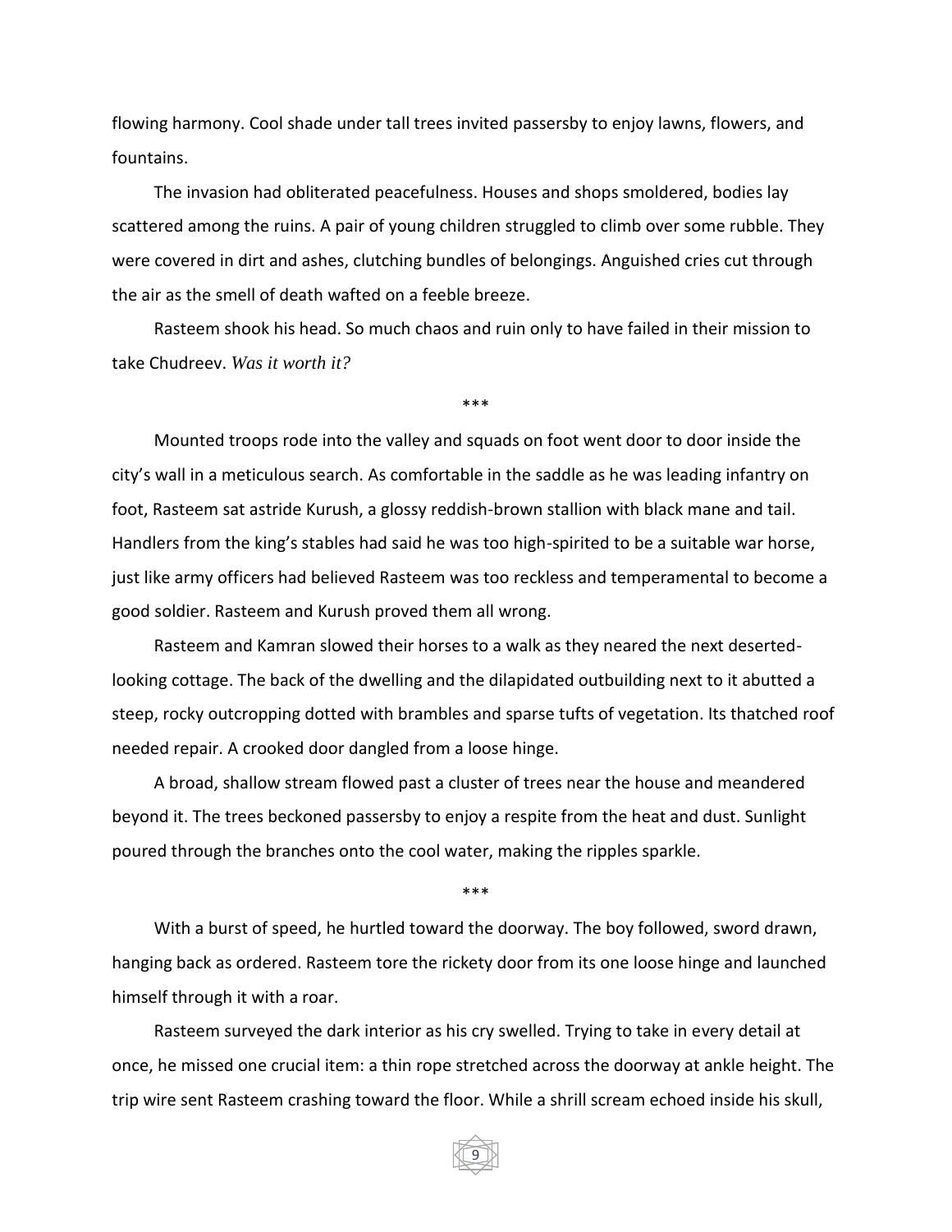flowing harmony. Cool shade under tall trees invited passersby to enjoy lawns, flowers, and fountains.

The invasion had obliterated peacefulness. Houses and shops smoldered, bodies lay scattered among the ruins. A pair of young children struggled to climb over some rubble. They were covered in dirt and ashes, clutching bundles of belongings. Anguished cries cut through the air as the smell of death wafted on a feeble breeze.

Rasteem shook his head. So much chaos and ruin only to have failed in their mission to take Chudreev. *Was it worth it?*

\*\*\*

Mounted troops rode into the valley and squads on foot went door to door inside the city's wall in a meticulous search. As comfortable in the saddle as he was leading infantry on foot, Rasteem sat astride Kurush, a glossy reddish-brown stallion with black mane and tail. Handlers from the king's stables had said he was too high-spirited to be a suitable war horse, just like army officers had believed Rasteem was too reckless and temperamental to become a good soldier. Rasteem and Kurush proved them all wrong.

Rasteem and Kamran slowed their horses to a walk as they neared the next deserted-looking cottage. The back of the dwelling and the dilapidated outbuilding next to it abutted a steep, rocky outcropping dotted with brambles and sparse tufts of vegetation. Its thatched roof needed repair. A crooked door dangled from a loose hinge.

A broad, shallow stream flowed past a cluster of trees near the house and meandered beyond it. The trees beckoned passersby to enjoy a respite from the heat and dust. Sunlight poured through the branches onto the cool water, making the ripples sparkle.

\*\*\*

With a burst of speed, he hurtled toward the doorway. The boy followed, sword drawn, hanging back as ordered. Rasteem tore the rickety door from its one loose hinge and launched himself through it with a roar.

Rasteem surveyed the dark interior as his cry swelled. Trying to take in every detail at once, he missed one crucial item: a thin rope stretched across the doorway at ankle height. The trip wire sent Rasteem crashing toward the floor. While a shrill scream echoed inside his skull,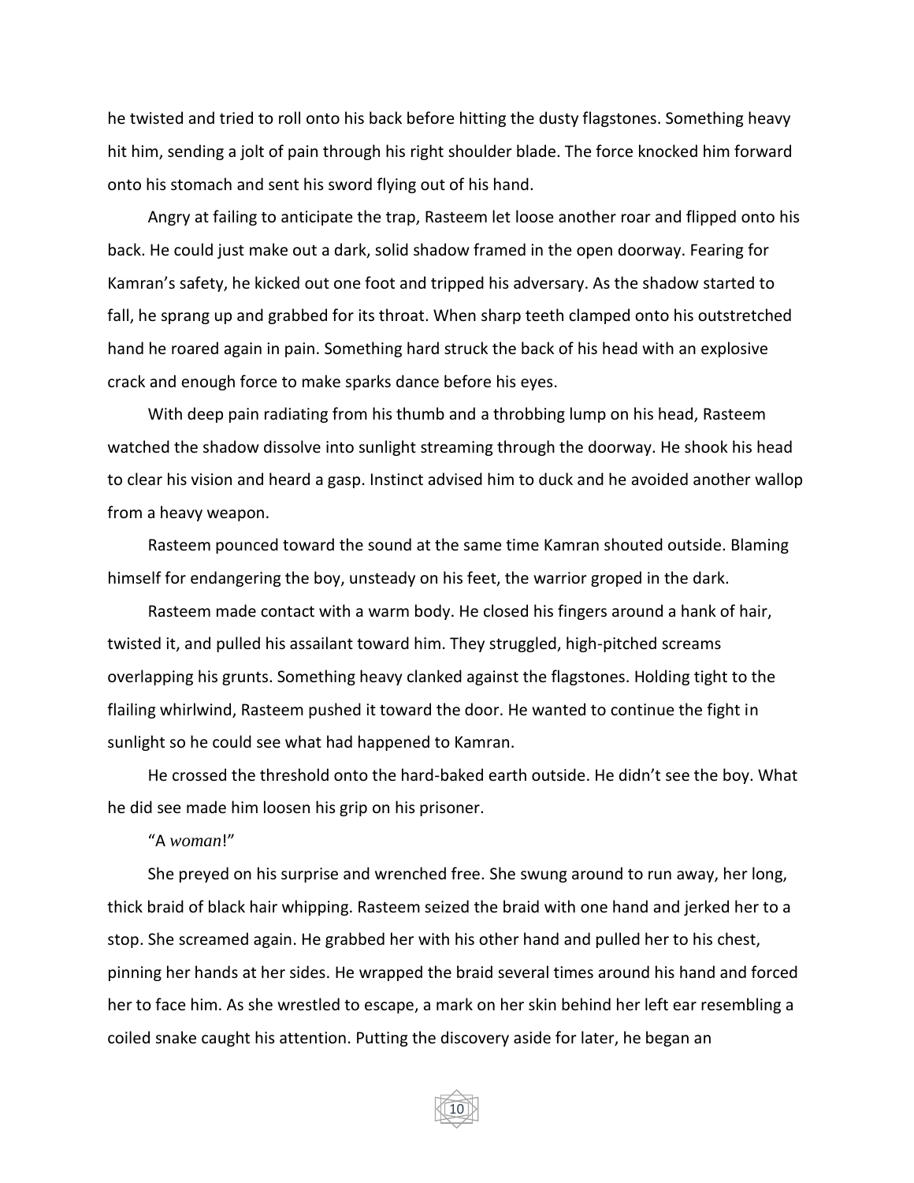he twisted and tried to roll onto his back before hitting the dusty flagstones. Something heavy hit him, sending a jolt of pain through his right shoulder blade. The force knocked him forward onto his stomach and sent his sword flying out of his hand.

Angry at failing to anticipate the trap, Rasteem let loose another roar and flipped onto his back. He could just make out a dark, solid shadow framed in the open doorway. Fearing for Kamran's safety, he kicked out one foot and tripped his adversary. As the shadow started to fall, he sprang up and grabbed for its throat. When sharp teeth clamped onto his outstretched hand he roared again in pain. Something hard struck the back of his head with an explosive crack and enough force to make sparks dance before his eyes.

With deep pain radiating from his thumb and a throbbing lump on his head, Rasteem watched the shadow dissolve into sunlight streaming through the doorway. He shook his head to clear his vision and heard a gasp. Instinct advised him to duck and he avoided another wallop from a heavy weapon.

Rasteem pounced toward the sound at the same time Kamran shouted outside. Blaming himself for endangering the boy, unsteady on his feet, the warrior groped in the dark.

Rasteem made contact with a warm body. He closed his fingers around a hank of hair, twisted it, and pulled his assailant toward him. They struggled, high-pitched screams overlapping his grunts. Something heavy clanked against the flagstones. Holding tight to the flailing whirlwind, Rasteem pushed it toward the door. He wanted to continue the fight in sunlight so he could see what had happened to Kamran.

He crossed the threshold onto the hard-baked earth outside. He didn't see the boy. What he did see made him loosen his grip on his prisoner.

"A *woman*!"

She preyed on his surprise and wrenched free. She swung around to run away, her long, thick braid of black hair whipping. Rasteem seized the braid with one hand and jerked her to a stop. She screamed again. He grabbed her with his other hand and pulled her to his chest, pinning her hands at her sides. He wrapped the braid several times around his hand and forced her to face him. As she wrestled to escape, a mark on her skin behind her left ear resembling a coiled snake caught his attention. Putting the discovery aside for later, he began an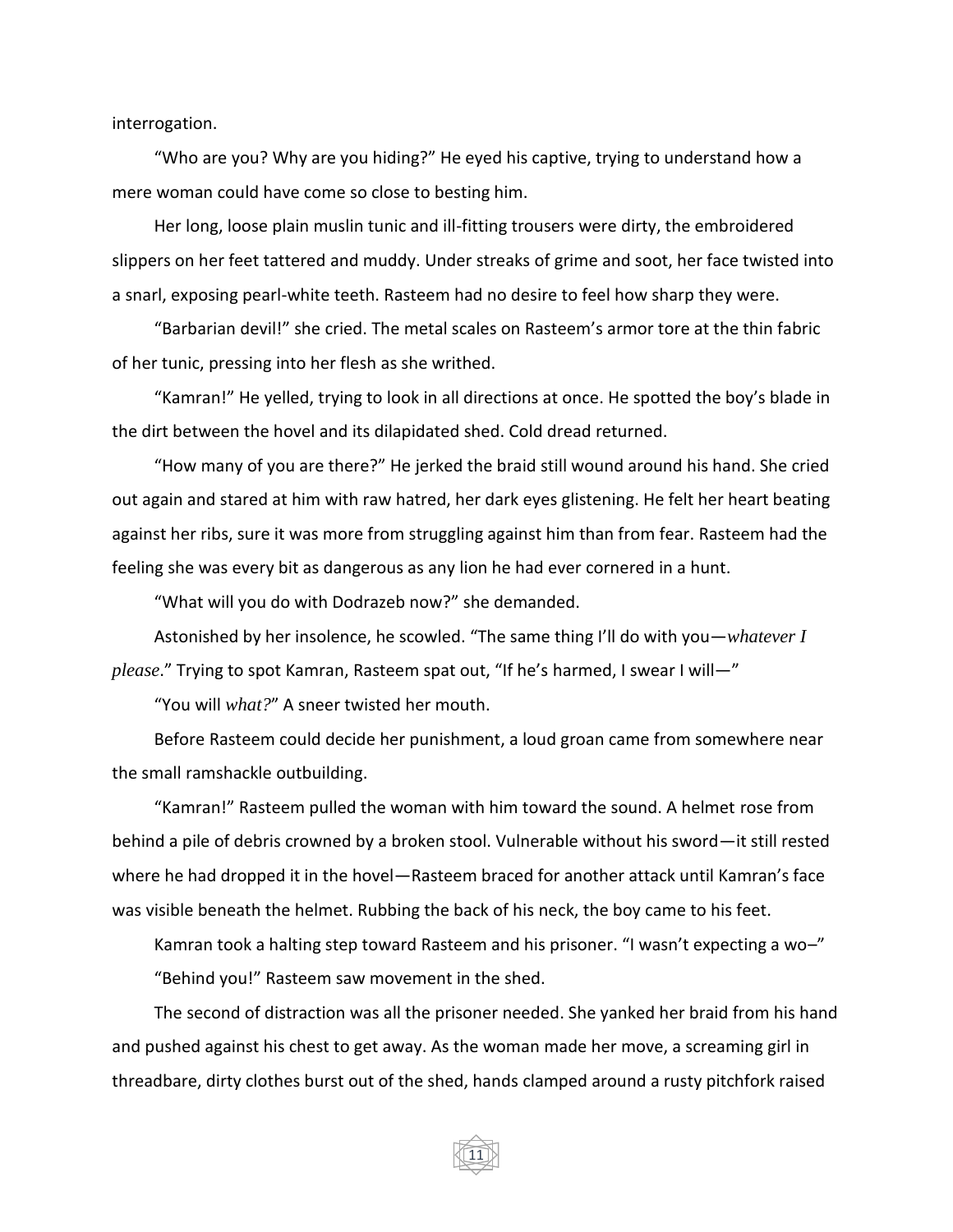interrogation.

"Who are you? Why are you hiding?" He eyed his captive, trying to understand how a mere woman could have come so close to besting him.

Her long, loose plain muslin tunic and ill-fitting trousers were dirty, the embroidered slippers on her feet tattered and muddy. Under streaks of grime and soot, her face twisted into a snarl, exposing pearl-white teeth. Rasteem had no desire to feel how sharp they were.

"Barbarian devil!" she cried. The metal scales on Rasteem's armor tore at the thin fabric of her tunic, pressing into her flesh as she writhed.

"Kamran!" He yelled, trying to look in all directions at once. He spotted the boy's blade in the dirt between the hovel and its dilapidated shed. Cold dread returned.

"How many of you are there?" He jerked the braid still wound around his hand. She cried out again and stared at him with raw hatred, her dark eyes glistening. He felt her heart beating against her ribs, sure it was more from struggling against him than from fear. Rasteem had the feeling she was every bit as dangerous as any lion he had ever cornered in a hunt.

"What will you do with Dodrazeb now?" she demanded.

Astonished by her insolence, he scowled. "The same thing I'll do with you—*whatever I please*." Trying to spot Kamran, Rasteem spat out, "If he's harmed, I swear I will—"

"You will *what?*" A sneer twisted her mouth.

Before Rasteem could decide her punishment, a loud groan came from somewhere near the small ramshackle outbuilding.

"Kamran!" Rasteem pulled the woman with him toward the sound. A helmet rose from behind a pile of debris crowned by a broken stool. Vulnerable without his sword—it still rested where he had dropped it in the hovel—Rasteem braced for another attack until Kamran's face was visible beneath the helmet. Rubbing the back of his neck, the boy came to his feet.

Kamran took a halting step toward Rasteem and his prisoner. "I wasn't expecting a wo–"

"Behind you!" Rasteem saw movement in the shed.

The second of distraction was all the prisoner needed. She yanked her braid from his hand and pushed against his chest to get away. As the woman made her move, a screaming girl in threadbare, dirty clothes burst out of the shed, hands clamped around a rusty pitchfork raised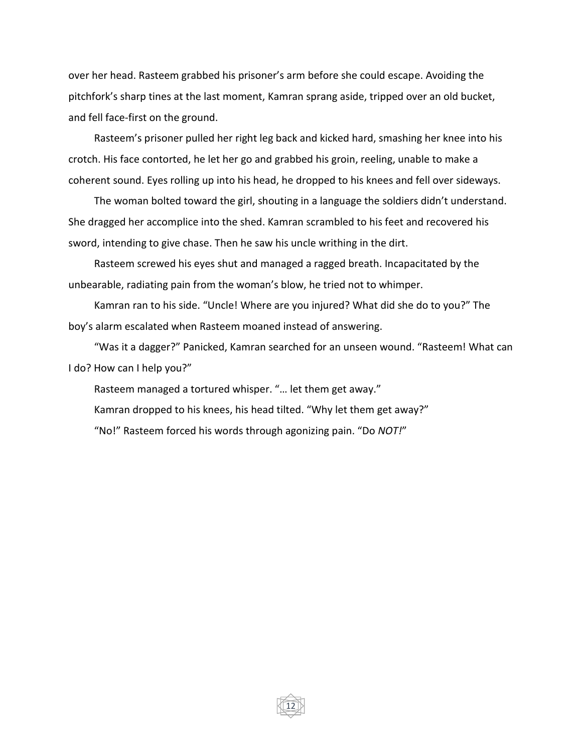over her head. Rasteem grabbed his prisoner's arm before she could escape. Avoiding the pitchfork's sharp tines at the last moment, Kamran sprang aside, tripped over an old bucket, and fell face-first on the ground.

Rasteem's prisoner pulled her right leg back and kicked hard, smashing her knee into his crotch. His face contorted, he let her go and grabbed his groin, reeling, unable to make a coherent sound. Eyes rolling up into his head, he dropped to his knees and fell over sideways.

The woman bolted toward the girl, shouting in a language the soldiers didn't understand. She dragged her accomplice into the shed. Kamran scrambled to his feet and recovered his sword, intending to give chase. Then he saw his uncle writhing in the dirt.

Rasteem screwed his eyes shut and managed a ragged breath. Incapacitated by the unbearable, radiating pain from the woman's blow, he tried not to whimper.

Kamran ran to his side. "Uncle! Where are you injured? What did she do to you?" The boy's alarm escalated when Rasteem moaned instead of answering.

"Was it a dagger?" Panicked, Kamran searched for an unseen wound. "Rasteem! What can I do? How can I help you?"

Rasteem managed a tortured whisper. "… let them get away."

Kamran dropped to his knees, his head tilted. "Why let them get away?"

"No!" Rasteem forced his words through agonizing pain. "Do *NOT!*"